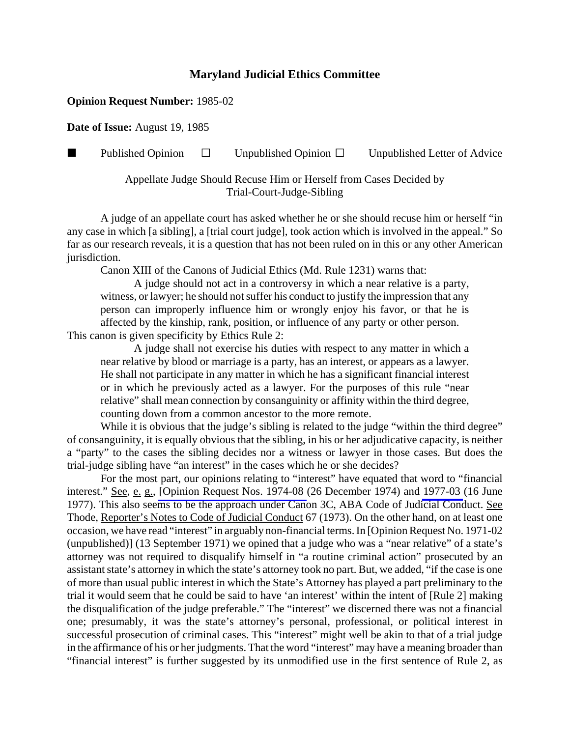# Maryland Judicial Ethics Committee

**Opinion Request Number:** 1985-02

**Date of Issue:** August 19, 1985

■ Published Opinion ☐ Unpublished Opinion ☐ Unpublished Letter of Advice

Appellate Judge Should Recuse Him or Herself from Cases Decided by Trial-Court-Judge-Sibling

A judge of an appellate court has asked whether he or she should recuse him or herself "in any case in which [a sibling], a [trial court judge], took action which is involved in the appeal." So far as our research reveals, it is a question that has not been ruled on in this or any other American jurisdiction.

Canon XIII of the Canons of Judicial Ethics (Md. Rule 1231) warns that:

> A judge should not act in a controversy in which a near relative is a party, witness, or lawyer; he should not suffer his conduct to justify the impression that any person can improperly influence him or wrongly enjoy his favor, or that he is affected by the kinship, rank, position, or influence of any party or other person.

This canon is given specificity by Ethics Rule 2:

> A judge shall not exercise his duties with respect to any matter in which a near relative by blood or marriage is a party, has an interest, or appears as a lawyer. He shall not participate in any matter in which he has a significant financial interest or in which he previously acted as a lawyer. For the purposes of this rule "near relative" shall mean connection by consanguinity or affinity within the third degree, counting down from a common ancestor to the more remote.

While it is obvious that the judge's sibling is related to the judge "within the third degree" of consanguinity, it is equally obvious that the sibling, in his or her adjudicative capacity, is neither a "party" to the cases the sibling decides nor a witness or lawyer in those cases. But does the trial-judge sibling have "an interest" in the cases which he or she decides?

For the most part, our opinions relating to "interest" have equated that word to "financial interest." See, e. g., [Opinion Request Nos. 1974-08 (26 December 1974) and 1977-03 (16 June 1977). This also seems to be the approach under Canon 3C, ABA Code of Judicial Conduct. See Thode, Reporter's Notes to Code of Judicial Conduct 67 (1973). On the other hand, on at least one occasion, we have read "interest" in arguably non-financial terms. In [Opinion Request No. 1971-02 (unpublished)] (13 September 1971) we opined that a judge who was a "near relative" of a state's attorney was not required to disqualify himself in "a routine criminal action" prosecuted by an assistant state's attorney in which the state's attorney took no part. But, we added, "if the case is one of more than usual public interest in which the State's Attorney has played a part preliminary to the trial it would seem that he could be said to have 'an interest' within the intent of [Rule 2] making the disqualification of the judge preferable." The "interest" we discerned there was not a financial one; presumably, it was the state's attorney's personal, professional, or political interest in successful prosecution of criminal cases. This "interest" might well be akin to that of a trial judge in the affirmance of his or her judgments. That the word "interest" may have a meaning broader than "financial interest" is further suggested by its unmodified use in the first sentence of Rule 2, as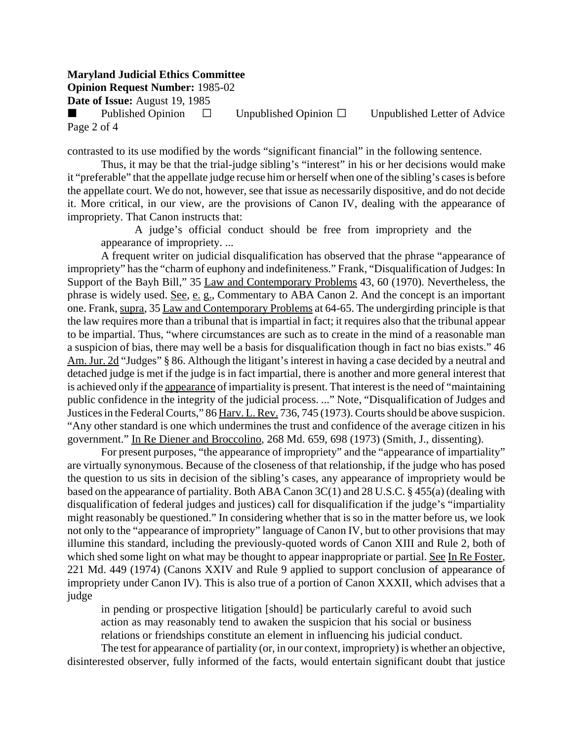contrasted to its use modified by the words "significant financial" in the following sentence.

Thus, it may be that the trial-judge sibling's "interest" in his or her decisions would make it "preferable" that the appellate judge recuse him or herself when one of the sibling's cases is before the appellate court. We do not, however, see that issue as necessarily dispositive, and do not decide it. More critical, in our view, are the provisions of Canon IV, dealing with the appearance of impropriety. That Canon instructs that:

> A judge's official conduct should be free from impropriety and the appearance of impropriety. ...

A frequent writer on judicial disqualification has observed that the phrase "appearance of impropriety" has the "charm of euphony and indefiniteness." Frank, "Disqualification of Judges: In Support of the Bayh Bill," 35 Law and Contemporary Problems 43, 60 (1970). Nevertheless, the phrase is widely used. See, e. g., Commentary to ABA Canon 2. And the concept is an important one. Frank, supra, 35 Law and Contemporary Problems at 64-65. The undergirding principle is that the law requires more than a tribunal that is impartial in fact; it requires also that the tribunal appear to be impartial. Thus, "where circumstances are such as to create in the mind of a reasonable man a suspicion of bias, there may well be a basis for disqualification though in fact no bias exists." 46 Am. Jur. 2d "Judges" § 86. Although the litigant's interest in having a case decided by a neutral and detached judge is met if the judge is in fact impartial, there is another and more general interest that is achieved only if the appearance of impartiality is present. That interest is the need of "maintaining public confidence in the integrity of the judicial process. ..." Note, "Disqualification of Judges and Justices in the Federal Courts," 86 Harv. L. Rev. 736, 745 (1973). Courts should be above suspicion. "Any other standard is one which undermines the trust and confidence of the average citizen in his government." In Re Diener and Broccolino, 268 Md. 659, 698 (1973) (Smith, J., dissenting).

For present purposes, "the appearance of impropriety" and the "appearance of impartiality" are virtually synonymous. Because of the closeness of that relationship, if the judge who has posed the question to us sits in decision of the sibling's cases, any appearance of impropriety would be based on the appearance of partiality. Both ABA Canon 3C(1) and 28 U.S.C. § 455(a) (dealing with disqualification of federal judges and justices) call for disqualification if the judge's "impartiality might reasonably be questioned." In considering whether that is so in the matter before us, we look not only to the "appearance of impropriety" language of Canon IV, but to other provisions that may illumine this standard, including the previously-quoted words of Canon XIII and Rule 2, both of which shed some light on what may be thought to appear inappropriate or partial. See In Re Foster, 221 Md. 449 (1974) (Canons XXIV and Rule 9 applied to support conclusion of appearance of impropriety under Canon IV). This is also true of a portion of Canon XXXII, which advises that a judge

> in pending or prospective litigation [should] be particularly careful to avoid such action as may reasonably tend to awaken the suspicion that his social or business relations or friendships constitute an element in influencing his judicial conduct.

The test for appearance of partiality (or, in our context, impropriety) is whether an objective, disinterested observer, fully informed of the facts, would entertain significant doubt that justice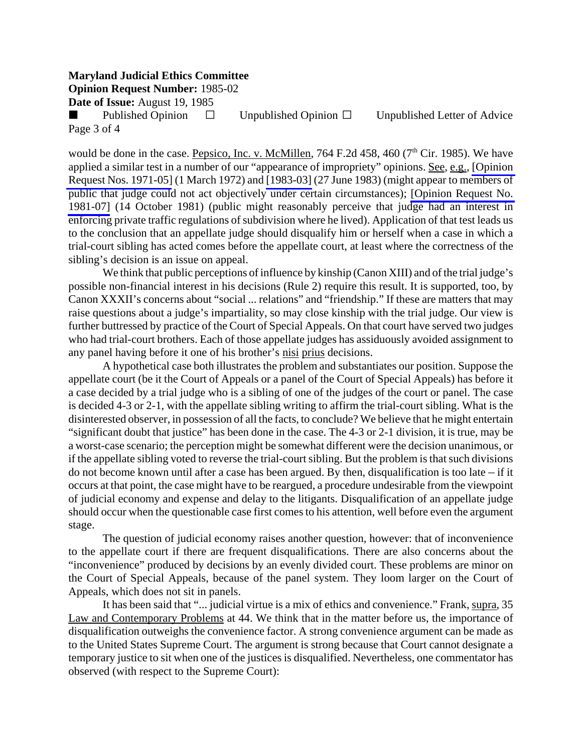would be done in the case. Pepsico, Inc. v. McMillen, 764 F.2d 458, 460 (7th Cir. 1985). We have applied a similar test in a number of our "appearance of impropriety" opinions. See, e.g., [Opinion Request Nos. 1971-05] (1 March 1972) and [1983-03] (27 June 1983) (might appear to members of public that judge could not act objectively under certain circumstances); [Opinion Request No. 1981-07] (14 October 1981) (public might reasonably perceive that judge had an interest in enforcing private traffic regulations of subdivision where he lived). Application of that test leads us to the conclusion that an appellate judge should disqualify him or herself when a case in which a trial-court sibling has acted comes before the appellate court, at least where the correctness of the sibling's decision is an issue on appeal.

We think that public perceptions of influence by kinship (Canon XIII) and of the trial judge's possible non-financial interest in his decisions (Rule 2) require this result. It is supported, too, by Canon XXXII's concerns about "social ... relations" and "friendship." If these are matters that may raise questions about a judge's impartiality, so may close kinship with the trial judge. Our view is further buttressed by practice of the Court of Special Appeals. On that court have served two judges who had trial-court brothers. Each of those appellate judges has assiduously avoided assignment to any panel having before it one of his brother's nisi prius decisions.

A hypothetical case both illustrates the problem and substantiates our position. Suppose the appellate court (be it the Court of Appeals or a panel of the Court of Special Appeals) has before it a case decided by a trial judge who is a sibling of one of the judges of the court or panel. The case is decided 4-3 or 2-1, with the appellate sibling writing to affirm the trial-court sibling. What is the disinterested observer, in possession of all the facts, to conclude? We believe that he might entertain "significant doubt that justice" has been done in the case. The 4-3 or 2-1 division, it is true, may be a worst-case scenario; the perception might be somewhat different were the decision unanimous, or if the appellate sibling voted to reverse the trial-court sibling. But the problem is that such divisions do not become known until after a case has been argued. By then, disqualification is too late – if it occurs at that point, the case might have to be reargued, a procedure undesirable from the viewpoint of judicial economy and expense and delay to the litigants. Disqualification of an appellate judge should occur when the questionable case first comes to his attention, well before even the argument stage.

The question of judicial economy raises another question, however: that of inconvenience to the appellate court if there are frequent disqualifications. There are also concerns about the "inconvenience" produced by decisions by an evenly divided court. These problems are minor on the Court of Special Appeals, because of the panel system. They loom larger on the Court of Appeals, which does not sit in panels.

It has been said that "... judicial virtue is a mix of ethics and convenience." Frank, supra, 35 Law and Contemporary Problems at 44. We think that in the matter before us, the importance of disqualification outweighs the convenience factor. A strong convenience argument can be made as to the United States Supreme Court. The argument is strong because that Court cannot designate a temporary justice to sit when one of the justices is disqualified. Nevertheless, one commentator has observed (with respect to the Supreme Court):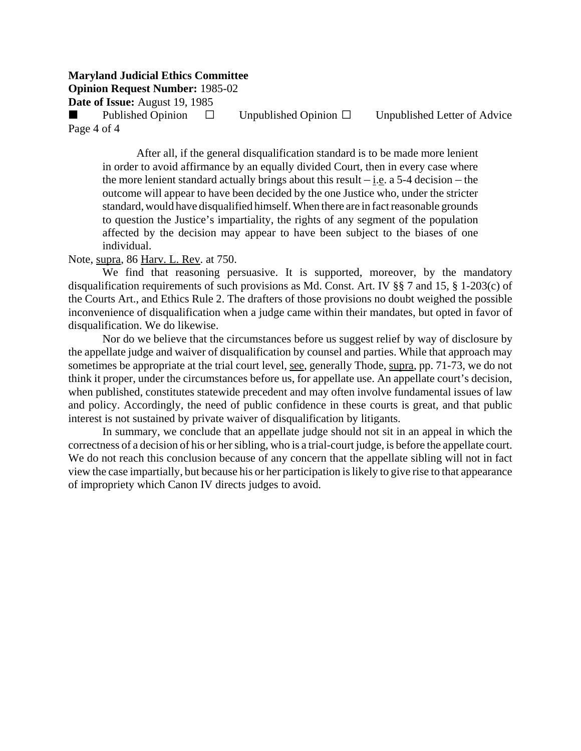> After all, if the general disqualification standard is to be made more lenient in order to avoid affirmance by an equally divided Court, then in every case where the more lenient standard actually brings about this result – *i.e.* a 5-4 decision – the outcome will appear to have been decided by the one Justice who, under the stricter standard, would have disqualified himself. When there are in fact reasonable grounds to question the Justice's impartiality, the rights of any segment of the population affected by the decision may appear to have been subject to the biases of one individual.

Note, *supra*, 86 *Harv. L. Rev.* at 750.

We find that reasoning persuasive. It is supported, moreover, by the mandatory disqualification requirements of such provisions as Md. Const. Art. IV §§ 7 and 15, § 1-203(c) of the Courts Art., and Ethics Rule 2. The drafters of those provisions no doubt weighed the possible inconvenience of disqualification when a judge came within their mandates, but opted in favor of disqualification. We do likewise.

Nor do we believe that the circumstances before us suggest relief by way of disclosure by the appellate judge and waiver of disqualification by counsel and parties. While that approach may sometimes be appropriate at the trial court level, *see*, generally Thode, *supra*, pp. 71-73, we do not think it proper, under the circumstances before us, for appellate use. An appellate court's decision, when published, constitutes statewide precedent and may often involve fundamental issues of law and policy. Accordingly, the need of public confidence in these courts is great, and that public interest is not sustained by private waiver of disqualification by litigants.

In summary, we conclude that an appellate judge should not sit in an appeal in which the correctness of a decision of his or her sibling, who is a trial-court judge, is before the appellate court. We do not reach this conclusion because of any concern that the appellate sibling will not in fact view the case impartially, but because his or her participation is likely to give rise to that appearance of impropriety which Canon IV directs judges to avoid.